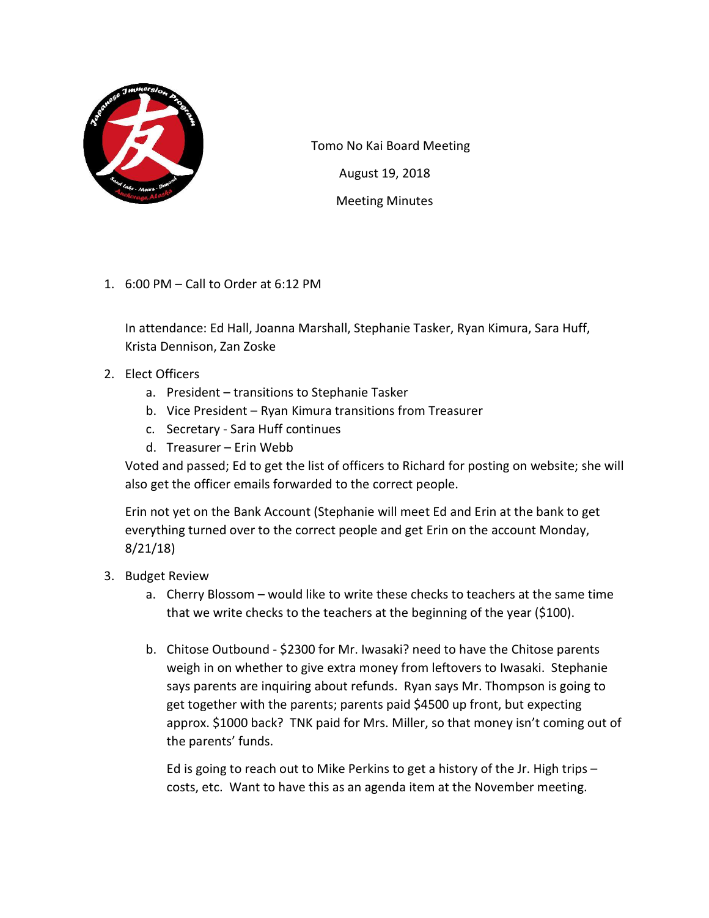Tomo No Kai Board Meeting

August 19, 2018

Meeting Minutes

1. 6:00 PM – Call to Order at 6:12 PM

   In attendance: Ed Hall, Joanna Marshall, Stephanie Tasker, Ryan Kimura, Sara Huff, Krista Dennison, Zan Zoske

2. Elect Officers
   a. President – transitions to Stephanie Tasker
   b. Vice President – Ryan Kimura transitions from Treasurer
   c. Secretary - Sara Huff continues
   d. Treasurer – Erin Webb

   Voted and passed; Ed to get the list of officers to Richard for posting on website; she will also get the officer emails forwarded to the correct people.

   Erin not yet on the Bank Account (Stephanie will meet Ed and Erin at the bank to get everything turned over to the correct people and get Erin on the account Monday, 8/21/18)

3. Budget Review
   a. Cherry Blossom – would like to write these checks to teachers at the same time that we write checks to the teachers at the beginning of the year ($100).

   b. Chitose Outbound - $2300 for Mr. Iwasaki? need to have the Chitose parents weigh in on whether to give extra money from leftovers to Iwasaki. Stephanie says parents are inquiring about refunds. Ryan says Mr. Thompson is going to get together with the parents; parents paid $4500 up front, but expecting approx. $1000 back? TNK paid for Mrs. Miller, so that money isn't coming out of the parents' funds.

      Ed is going to reach out to Mike Perkins to get a history of the Jr. High trips – costs, etc. Want to have this as an agenda item at the November meeting.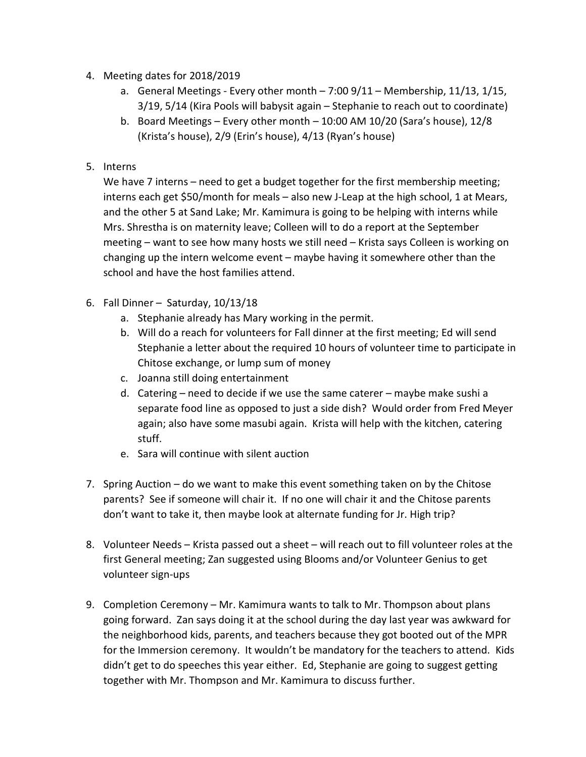4. Meeting dates for 2018/2019
    a. General Meetings - Every other month – 7:00 9/11 – Membership, 11/13, 1/15, 3/19, 5/14 (Kira Pools will babysit again – Stephanie to reach out to coordinate)
    b. Board Meetings – Every other month – 10:00 AM 10/20 (Sara's house), 12/8 (Krista's house), 2/9 (Erin's house), 4/13 (Ryan's house)

5. Interns
   We have 7 interns – need to get a budget together for the first membership meeting; interns each get $50/month for meals – also new J-Leap at the high school, 1 at Mears, and the other 5 at Sand Lake; Mr. Kamimura is going to be helping with interns while Mrs. Shrestha is on maternity leave; Colleen will to do a report at the September meeting – want to see how many hosts we still need – Krista says Colleen is working on changing up the intern welcome event – maybe having it somewhere other than the school and have the host families attend.

6. Fall Dinner – Saturday, 10/13/18
    a. Stephanie already has Mary working in the permit.
    b. Will do a reach for volunteers for Fall dinner at the first meeting; Ed will send Stephanie a letter about the required 10 hours of volunteer time to participate in Chitose exchange, or lump sum of money
    c. Joanna still doing entertainment
    d. Catering – need to decide if we use the same caterer – maybe make sushi a separate food line as opposed to just a side dish? Would order from Fred Meyer again; also have some masubi again. Krista will help with the kitchen, catering stuff.
    e. Sara will continue with silent auction

7. Spring Auction – do we want to make this event something taken on by the Chitose parents? See if someone will chair it. If no one will chair it and the Chitose parents don't want to take it, then maybe look at alternate funding for Jr. High trip?

8. Volunteer Needs – Krista passed out a sheet – will reach out to fill volunteer roles at the first General meeting; Zan suggested using Blooms and/or Volunteer Genius to get volunteer sign-ups

9. Completion Ceremony – Mr. Kamimura wants to talk to Mr. Thompson about plans going forward. Zan says doing it at the school during the day last year was awkward for the neighborhood kids, parents, and teachers because they got booted out of the MPR for the Immersion ceremony. It wouldn't be mandatory for the teachers to attend. Kids didn't get to do speeches this year either. Ed, Stephanie are going to suggest getting together with Mr. Thompson and Mr. Kamimura to discuss further.